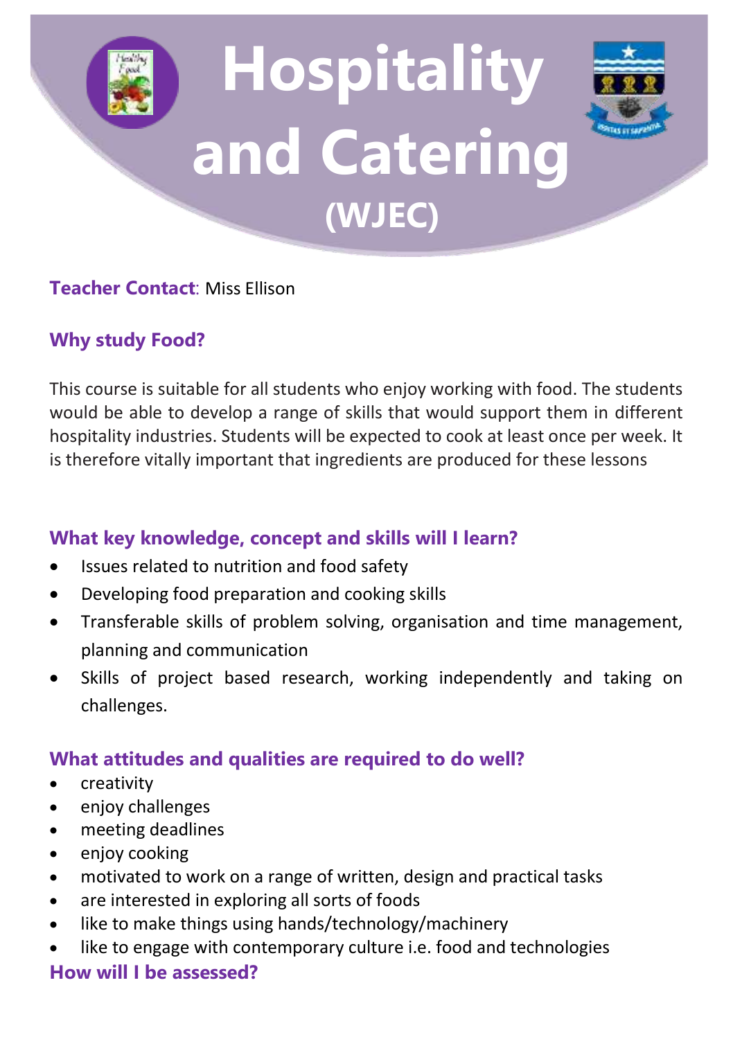# Hospitality and Catering

## (WJEC)

**Teacher Contact**: Miss Ellison

### Why study Food?

This course is suitable for all students who enjoy working with food. The students would be able to develop a range of skills that would support them in different hospitality industries. Students will be expected to cook at least once per week. It is therefore vitally important that ingredients are produced for these lessons

### What key knowledge, concept and skills will I learn?

- Issues related to nutrition and food safety
- Developing food preparation and cooking skills
- Transferable skills of problem solving, organisation and time management, planning and communication
- Skills of project based research, working independently and taking on challenges.

### What attitudes and qualities are required to do well?

- creativity
- enjoy challenges
- meeting deadlines
- enjoy cooking
- motivated to work on a range of written, design and practical tasks
- are interested in exploring all sorts of foods
- like to make things using hands/technology/machinery
- like to engage with contemporary culture i.e. food and technologies

### How will I be assessed?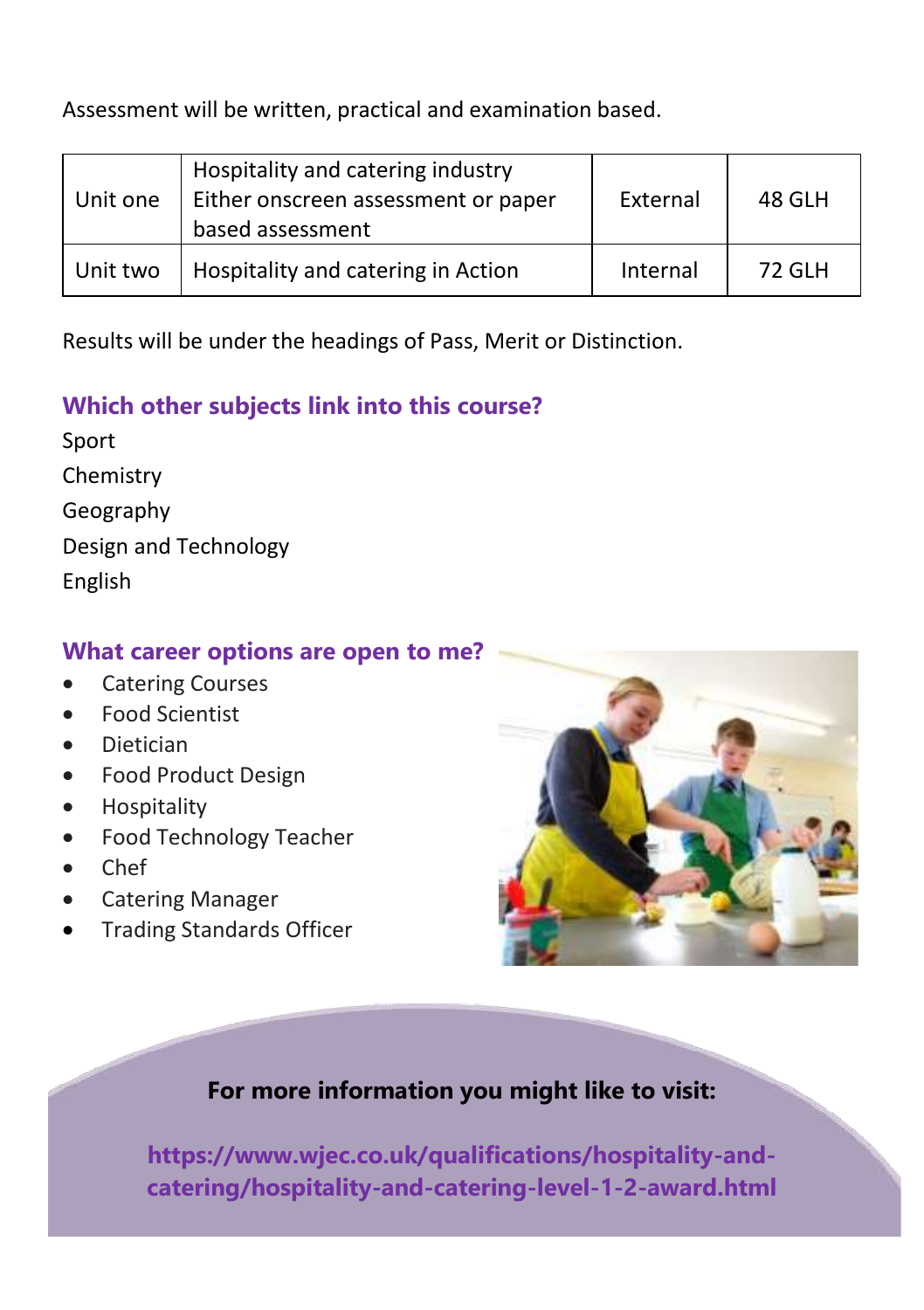Assessment will be written, practical and examination based.

| | | | |
|---|---|---|---|
| Unit one | Hospitality and catering industry Either onscreen assessment or paper based assessment | External | 48 GLH |
| Unit two | Hospitality and catering in Action | Internal | 72 GLH |

Results will be under the headings of Pass, Merit or Distinction.

## Which other subjects link into this course?

Sport

Chemistry

Geography

Design and Technology

English

## What career options are open to me?

- Catering Courses
- Food Scientist
- Dietician
- Food Product Design
- Hospitality
- Food Technology Teacher
- Chef
- Catering Manager
- Trading Standards Officer

**For more information you might like to visit:**

**https://www.wjec.co.uk/qualifications/hospitality-and-catering/hospitality-and-catering-level-1-2-award.html**